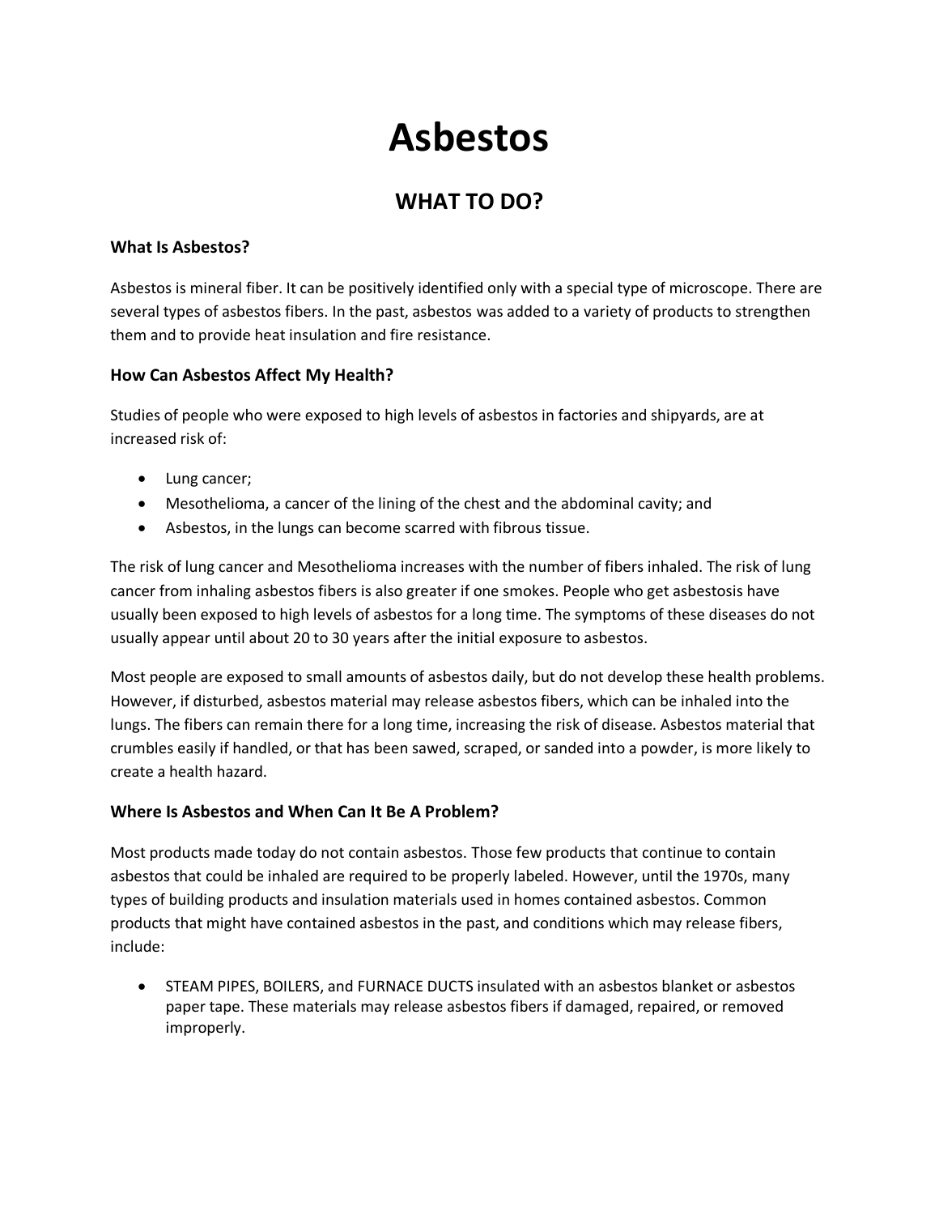# Asbestos

## WHAT TO DO?

### What Is Asbestos?

Asbestos is mineral fiber. It can be positively identified only with a special type of microscope. There are several types of asbestos fibers. In the past, asbestos was added to a variety of products to strengthen them and to provide heat insulation and fire resistance.

### How Can Asbestos Affect My Health?

Studies of people who were exposed to high levels of asbestos in factories and shipyards, are at increased risk of:

- Lung cancer;
- Mesothelioma, a cancer of the lining of the chest and the abdominal cavity; and
- Asbestos, in the lungs can become scarred with fibrous tissue.

The risk of lung cancer and Mesothelioma increases with the number of fibers inhaled. The risk of lung cancer from inhaling asbestos fibers is also greater if one smokes. People who get asbestosis have usually been exposed to high levels of asbestos for a long time. The symptoms of these diseases do not usually appear until about 20 to 30 years after the initial exposure to asbestos.

Most people are exposed to small amounts of asbestos daily, but do not develop these health problems. However, if disturbed, asbestos material may release asbestos fibers, which can be inhaled into the lungs. The fibers can remain there for a long time, increasing the risk of disease. Asbestos material that crumbles easily if handled, or that has been sawed, scraped, or sanded into a powder, is more likely to create a health hazard.

### Where Is Asbestos and When Can It Be A Problem?

Most products made today do not contain asbestos. Those few products that continue to contain asbestos that could be inhaled are required to be properly labeled. However, until the 1970s, many types of building products and insulation materials used in homes contained asbestos. Common products that might have contained asbestos in the past, and conditions which may release fibers, include:

- STEAM PIPES, BOILERS, and FURNACE DUCTS insulated with an asbestos blanket or asbestos paper tape. These materials may release asbestos fibers if damaged, repaired, or removed improperly.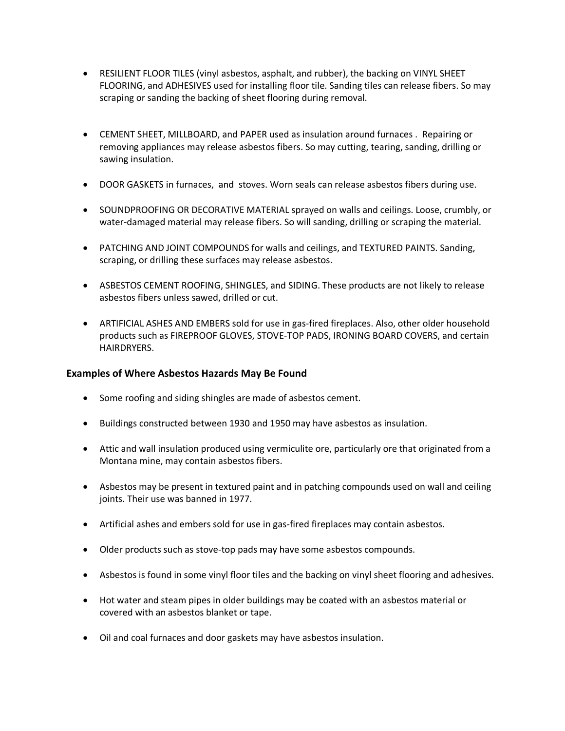- RESILIENT FLOOR TILES (vinyl asbestos, asphalt, and rubber), the backing on VINYL SHEET FLOORING, and ADHESIVES used for installing floor tile. Sanding tiles can release fibers. So may scraping or sanding the backing of sheet flooring during removal.

- CEMENT SHEET, MILLBOARD, and PAPER used as insulation around furnaces . Repairing or removing appliances may release asbestos fibers. So may cutting, tearing, sanding, drilling or sawing insulation.

- DOOR GASKETS in furnaces, and stoves. Worn seals can release asbestos fibers during use.

- SOUNDPROOFING OR DECORATIVE MATERIAL sprayed on walls and ceilings. Loose, crumbly, or water-damaged material may release fibers. So will sanding, drilling or scraping the material.

- PATCHING AND JOINT COMPOUNDS for walls and ceilings, and TEXTURED PAINTS. Sanding, scraping, or drilling these surfaces may release asbestos.

- ASBESTOS CEMENT ROOFING, SHINGLES, and SIDING. These products are not likely to release asbestos fibers unless sawed, drilled or cut.

- ARTIFICIAL ASHES AND EMBERS sold for use in gas-fired fireplaces. Also, other older household products such as FIREPROOF GLOVES, STOVE-TOP PADS, IRONING BOARD COVERS, and certain HAIRDRYERS.

### Examples of Where Asbestos Hazards May Be Found

- Some roofing and siding shingles are made of asbestos cement.
- Buildings constructed between 1930 and 1950 may have asbestos as insulation.
- Attic and wall insulation produced using vermiculite ore, particularly ore that originated from a Montana mine, may contain asbestos fibers.
- Asbestos may be present in textured paint and in patching compounds used on wall and ceiling joints. Their use was banned in 1977.
- Artificial ashes and embers sold for use in gas-fired fireplaces may contain asbestos.
- Older products such as stove-top pads may have some asbestos compounds.
- Asbestos is found in some vinyl floor tiles and the backing on vinyl sheet flooring and adhesives.
- Hot water and steam pipes in older buildings may be coated with an asbestos material or covered with an asbestos blanket or tape.
- Oil and coal furnaces and door gaskets may have asbestos insulation.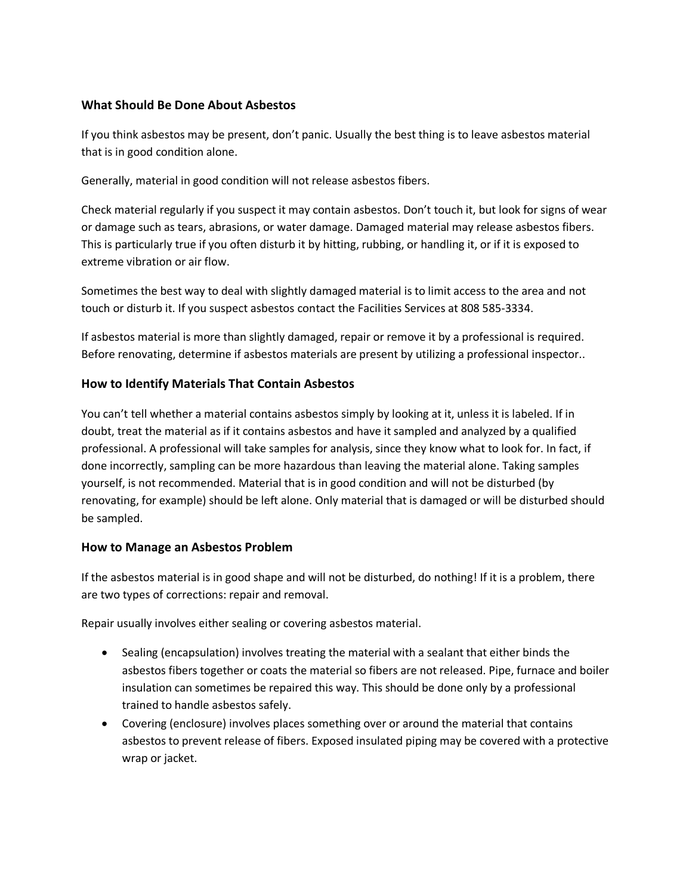### What Should Be Done About Asbestos

If you think asbestos may be present, don't panic. Usually the best thing is to leave asbestos material that is in good condition alone.

Generally, material in good condition will not release asbestos fibers.

Check material regularly if you suspect it may contain asbestos. Don't touch it, but look for signs of wear or damage such as tears, abrasions, or water damage. Damaged material may release asbestos fibers. This is particularly true if you often disturb it by hitting, rubbing, or handling it, or if it is exposed to extreme vibration or air flow.

Sometimes the best way to deal with slightly damaged material is to limit access to the area and not touch or disturb it. If you suspect asbestos contact the Facilities Services at 808 585-3334.

If asbestos material is more than slightly damaged, repair or remove it by a professional is required. Before renovating, determine if asbestos materials are present by utilizing a professional inspector..

### How to Identify Materials That Contain Asbestos

You can't tell whether a material contains asbestos simply by looking at it, unless it is labeled. If in doubt, treat the material as if it contains asbestos and have it sampled and analyzed by a qualified professional. A professional will take samples for analysis, since they know what to look for. In fact, if done incorrectly, sampling can be more hazardous than leaving the material alone. Taking samples yourself, is not recommended. Material that is in good condition and will not be disturbed (by renovating, for example) should be left alone. Only material that is damaged or will be disturbed should be sampled.

### How to Manage an Asbestos Problem

If the asbestos material is in good shape and will not be disturbed, do nothing! If it is a problem, there are two types of corrections: repair and removal.

Repair usually involves either sealing or covering asbestos material.

- Sealing (encapsulation) involves treating the material with a sealant that either binds the asbestos fibers together or coats the material so fibers are not released. Pipe, furnace and boiler insulation can sometimes be repaired this way. This should be done only by a professional trained to handle asbestos safely.
- Covering (enclosure) involves places something over or around the material that contains asbestos to prevent release of fibers. Exposed insulated piping may be covered with a protective wrap or jacket.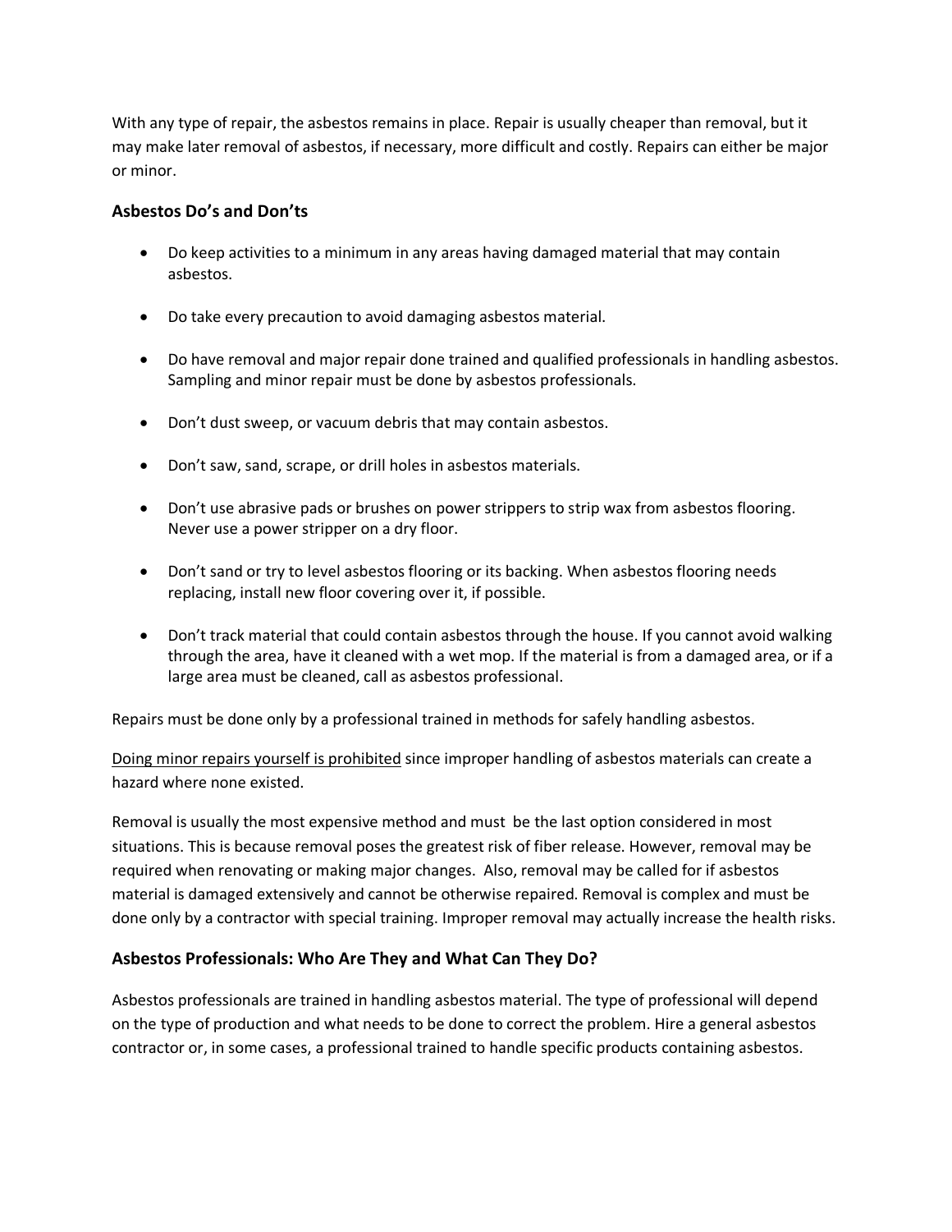With any type of repair, the asbestos remains in place. Repair is usually cheaper than removal, but it may make later removal of asbestos, if necessary, more difficult and costly. Repairs can either be major or minor.

### Asbestos Do's and Don'ts

- Do keep activities to a minimum in any areas having damaged material that may contain asbestos.
- Do take every precaution to avoid damaging asbestos material.
- Do have removal and major repair done trained and qualified professionals in handling asbestos. Sampling and minor repair must be done by asbestos professionals.
- Don't dust sweep, or vacuum debris that may contain asbestos.
- Don't saw, sand, scrape, or drill holes in asbestos materials.
- Don't use abrasive pads or brushes on power strippers to strip wax from asbestos flooring. Never use a power stripper on a dry floor.
- Don't sand or try to level asbestos flooring or its backing. When asbestos flooring needs replacing, install new floor covering over it, if possible.
- Don't track material that could contain asbestos through the house. If you cannot avoid walking through the area, have it cleaned with a wet mop. If the material is from a damaged area, or if a large area must be cleaned, call as asbestos professional.

Repairs must be done only by a professional trained in methods for safely handling asbestos.

<u>Doing minor repairs yourself is prohibited</u> since improper handling of asbestos materials can create a hazard where none existed.

Removal is usually the most expensive method and must be the last option considered in most situations. This is because removal poses the greatest risk of fiber release. However, removal may be required when renovating or making major changes. Also, removal may be called for if asbestos material is damaged extensively and cannot be otherwise repaired. Removal is complex and must be done only by a contractor with special training. Improper removal may actually increase the health risks.

### Asbestos Professionals: Who Are They and What Can They Do?

Asbestos professionals are trained in handling asbestos material. The type of professional will depend on the type of production and what needs to be done to correct the problem. Hire a general asbestos contractor or, in some cases, a professional trained to handle specific products containing asbestos.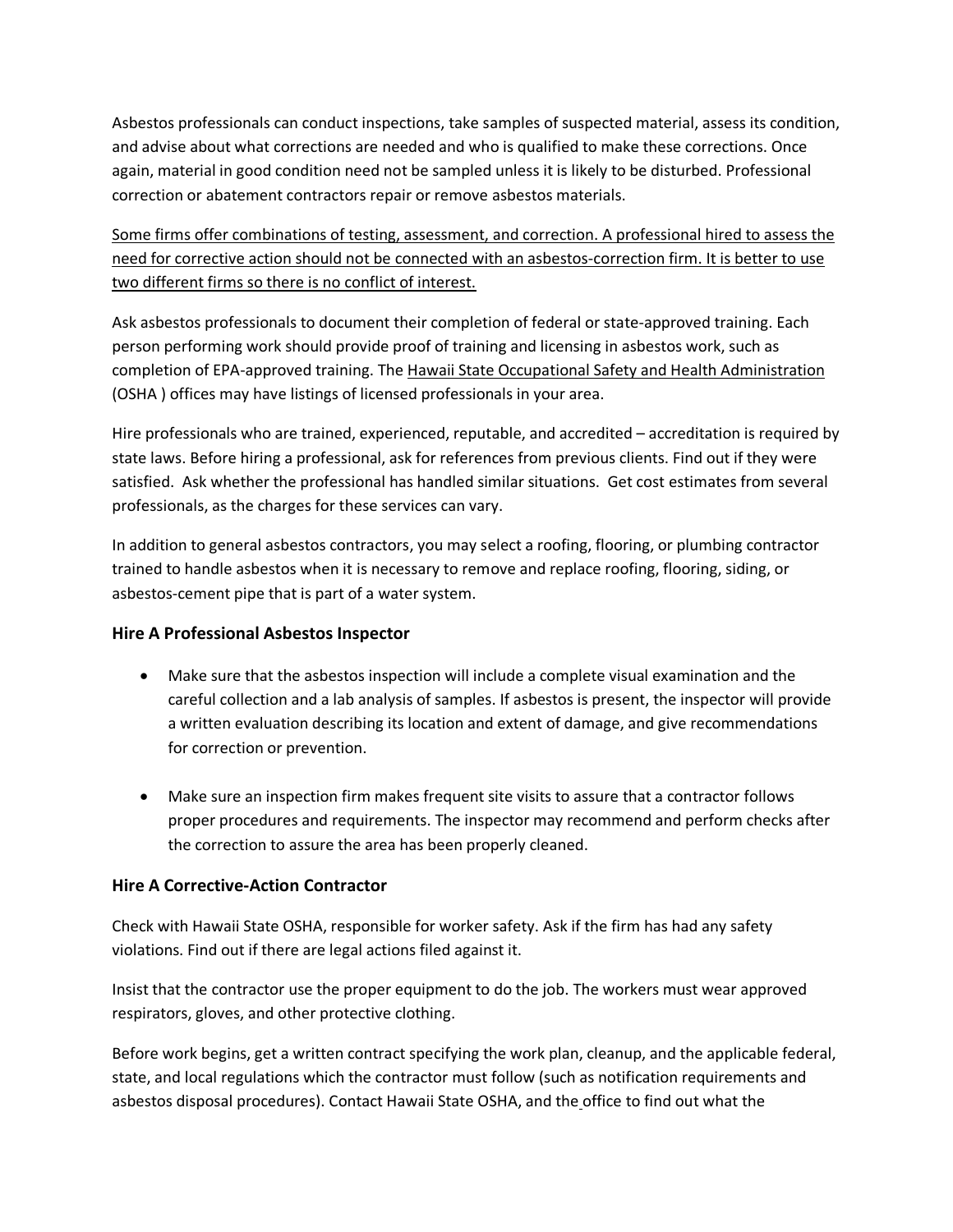Asbestos professionals can conduct inspections, take samples of suspected material, assess its condition, and advise about what corrections are needed and who is qualified to make these corrections. Once again, material in good condition need not be sampled unless it is likely to be disturbed. Professional correction or abatement contractors repair or remove asbestos materials.

Some firms offer combinations of testing, assessment, and correction. A professional hired to assess the need for corrective action should not be connected with an asbestos-correction firm. It is better to use two different firms so there is no conflict of interest.

Ask asbestos professionals to document their completion of federal or state-approved training. Each person performing work should provide proof of training and licensing in asbestos work, such as completion of EPA-approved training. The Hawaii State Occupational Safety and Health Administration (OSHA ) offices may have listings of licensed professionals in your area.

Hire professionals who are trained, experienced, reputable, and accredited – accreditation is required by state laws. Before hiring a professional, ask for references from previous clients. Find out if they were satisfied. Ask whether the professional has handled similar situations. Get cost estimates from several professionals, as the charges for these services can vary.

In addition to general asbestos contractors, you may select a roofing, flooring, or plumbing contractor trained to handle asbestos when it is necessary to remove and replace roofing, flooring, siding, or asbestos-cement pipe that is part of a water system.

### Hire A Professional Asbestos Inspector

- Make sure that the asbestos inspection will include a complete visual examination and the careful collection and a lab analysis of samples. If asbestos is present, the inspector will provide a written evaluation describing its location and extent of damage, and give recommendations for correction or prevention.

- Make sure an inspection firm makes frequent site visits to assure that a contractor follows proper procedures and requirements. The inspector may recommend and perform checks after the correction to assure the area has been properly cleaned.

### Hire A Corrective-Action Contractor

Check with Hawaii State OSHA, responsible for worker safety. Ask if the firm has had any safety violations. Find out if there are legal actions filed against it.

Insist that the contractor use the proper equipment to do the job. The workers must wear approved respirators, gloves, and other protective clothing.

Before work begins, get a written contract specifying the work plan, cleanup, and the applicable federal, state, and local regulations which the contractor must follow (such as notification requirements and asbestos disposal procedures). Contact Hawaii State OSHA, and the office to find out what the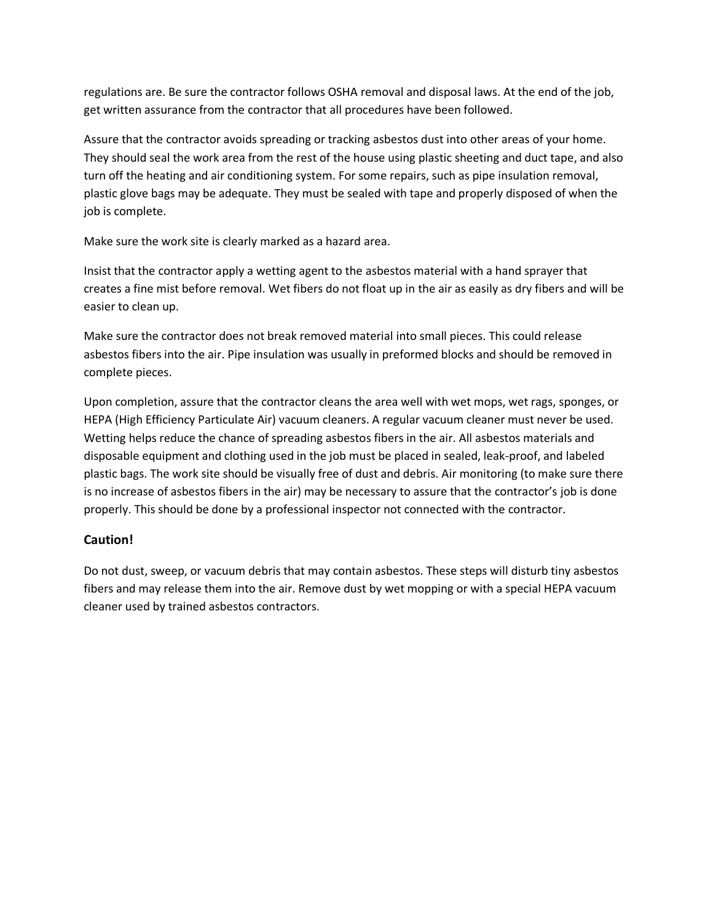regulations are. Be sure the contractor follows OSHA removal and disposal laws. At the end of the job, get written assurance from the contractor that all procedures have been followed.

Assure that the contractor avoids spreading or tracking asbestos dust into other areas of your home. They should seal the work area from the rest of the house using plastic sheeting and duct tape, and also turn off the heating and air conditioning system. For some repairs, such as pipe insulation removal, plastic glove bags may be adequate. They must be sealed with tape and properly disposed of when the job is complete.

Make sure the work site is clearly marked as a hazard area.

Insist that the contractor apply a wetting agent to the asbestos material with a hand sprayer that creates a fine mist before removal. Wet fibers do not float up in the air as easily as dry fibers and will be easier to clean up.

Make sure the contractor does not break removed material into small pieces. This could release asbestos fibers into the air. Pipe insulation was usually in preformed blocks and should be removed in complete pieces.

Upon completion, assure that the contractor cleans the area well with wet mops, wet rags, sponges, or HEPA (High Efficiency Particulate Air) vacuum cleaners. A regular vacuum cleaner must never be used. Wetting helps reduce the chance of spreading asbestos fibers in the air. All asbestos materials and disposable equipment and clothing used in the job must be placed in sealed, leak-proof, and labeled plastic bags. The work site should be visually free of dust and debris. Air monitoring (to make sure there is no increase of asbestos fibers in the air) may be necessary to assure that the contractor's job is done properly. This should be done by a professional inspector not connected with the contractor.

### Caution!

Do not dust, sweep, or vacuum debris that may contain asbestos. These steps will disturb tiny asbestos fibers and may release them into the air. Remove dust by wet mopping or with a special HEPA vacuum cleaner used by trained asbestos contractors.